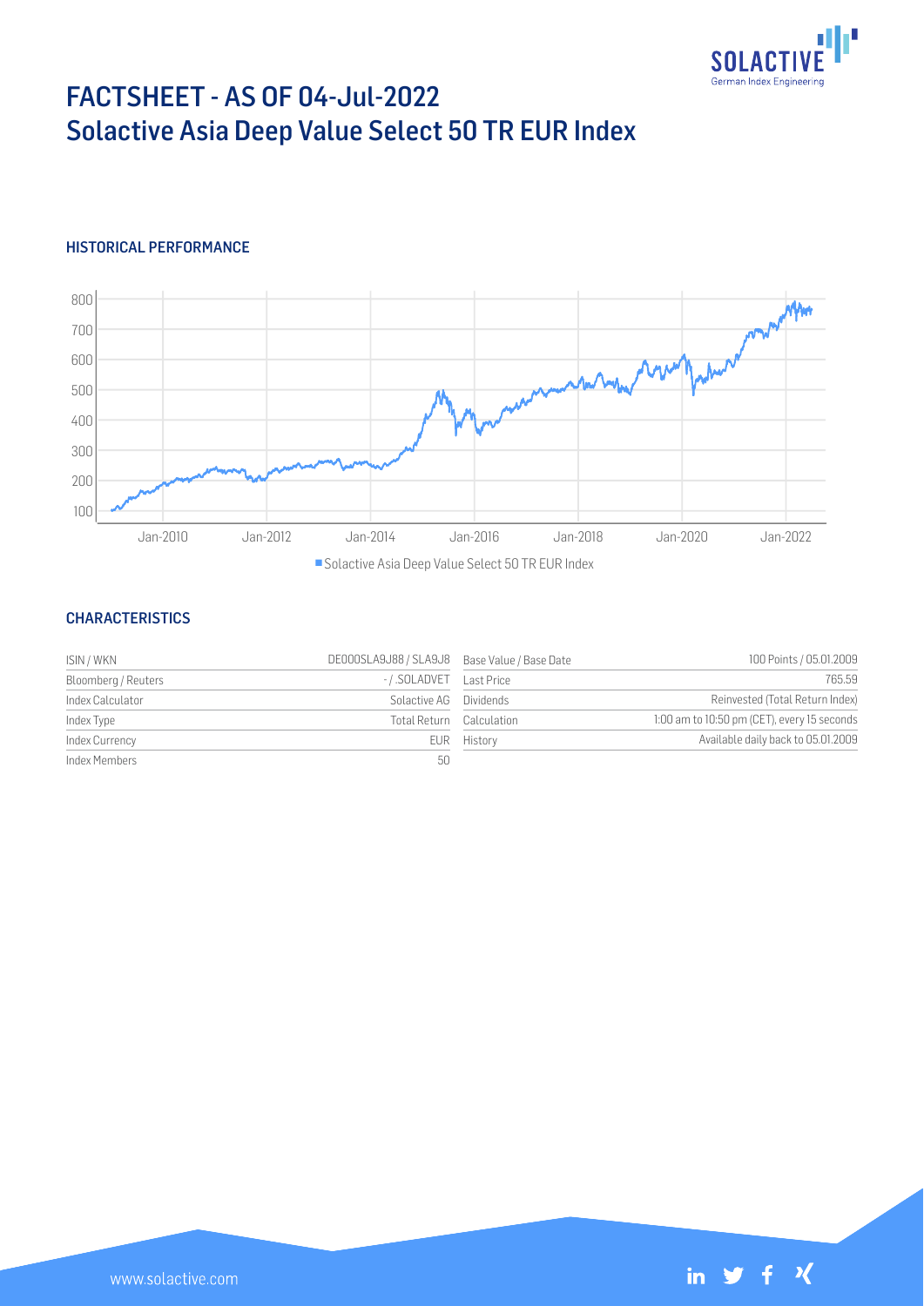# FACTSHEET - AS OF 04-Jul-2022
# Solactive Asia Deep Value Select 50 TR EUR Index

## HISTORICAL PERFORMANCE

## CHARACTERISTICS

| | | | |
|---|---|---|---|
| ISIN / WKN | DE000SLA9J88 / SLA9J8 | Base Value / Base Date | 100 Points / 05.01.2009 |
| Bloomberg / Reuters | - / .SOLADVET | Last Price | 765.59 |
| Index Calculator | Solactive AG | Dividends | Reinvested (Total Return Index) |
| Index Type | Total Return | Calculation | 1:00 am to 10:50 pm (CET), every 15 seconds |
| Index Currency | EUR | History | Available daily back to 05.01.2009 |
| Index Members | 50 | | |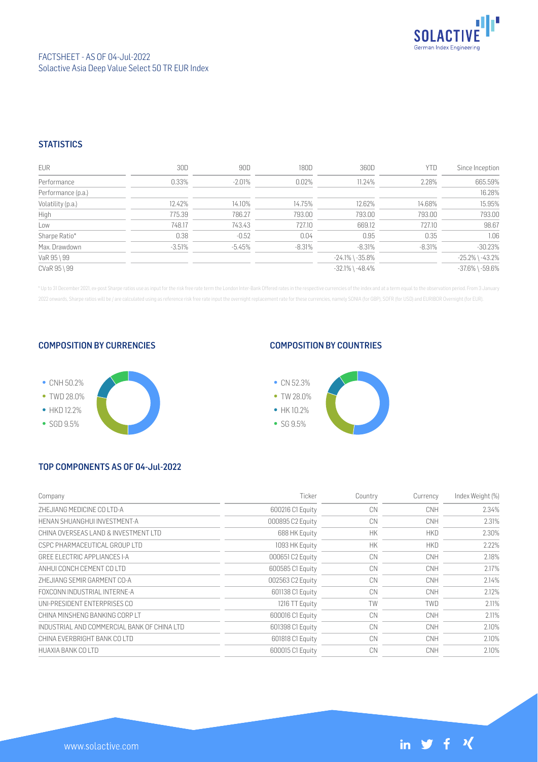FACTSHEET - AS OF 04-Jul-2022
Solactive Asia Deep Value Select 50 TR EUR Index

## STATISTICS

| EUR | 30D | 90D | 180D | 360D | YTD | Since Inception |
|---|---|---|---|---|---|---|
| Performance | 0.33% | -2.01% | 0.02% | 11.24% | 2.28% | 665.59% |
| Performance (p.a.) | | | | | | 16.28% |
| Volatility (p.a.) | 12.42% | 14.10% | 14.75% | 12.62% | 14.68% | 15.95% |
| High | 775.39 | 786.27 | 793.00 | 793.00 | 793.00 | 793.00 |
| Low | 748.17 | 743.43 | 727.10 | 669.12 | 727.10 | 98.67 |
| Sharpe Ratio* | 0.38 | -0.52 | 0.04 | 0.95 | 0.35 | 1.06 |
| Max. Drawdown | -3.51% | -5.45% | -8.31% | -8.31% | -8.31% | -30.23% |
| VaR 95 \ 99 | | | | -24.1% \ -35.8% | | -25.2% \ -43.2% |
| CVaR 95 \ 99 | | | | -32.1% \ -48.4% | | -37.6% \ -59.6% |

* Up to 31 December 2021, ex-post Sharpe ratios use as input for the risk free rate term the London Inter-Bank Offered rates in the respective currencies of the index and at a term equal to the observation period. From 3 January 2022 onwards, Sharpe ratios will be / are calculated using as reference risk free rate input the overnight replacement rate for these currencies, namely SONIA (for GBP), SOFR (for USD) and EURIBOR Overnight (for EUR).

## COMPOSITION BY CURRENCIES

- CNH 50.2%
- TWD 28.0%
- HKD 12.2%
- SGD 9.5%

## COMPOSITION BY COUNTRIES

- CN 52.3%
- TW 28.0%
- HK 10.2%
- SG 9.5%

## TOP COMPONENTS AS OF 04-Jul-2022

| Company | Ticker | Country | Currency | Index Weight (%) |
|---|---|---|---|---|
| ZHEJIANG MEDICINE CO LTD-A | 600216 C1 Equity | CN | CNH | 2.34% |
| HENAN SHUANGHUI INVESTMENT-A | 000895 C2 Equity | CN | CNH | 2.31% |
| CHINA OVERSEAS LAND & INVESTMENT LTD | 688 HK Equity | HK | HKD | 2.30% |
| CSPC PHARMACEUTICAL GROUP LTD | 1093 HK Equity | HK | HKD | 2.22% |
| GREE ELECTRIC APPLIANCES I-A | 000651 C2 Equity | CN | CNH | 2.18% |
| ANHUI CONCH CEMENT CO LTD | 600585 C1 Equity | CN | CNH | 2.17% |
| ZHEJIANG SEMIR GARMENT CO-A | 002563 C2 Equity | CN | CNH | 2.14% |
| FOXCONN INDUSTRIAL INTERNE-A | 601138 C1 Equity | CN | CNH | 2.12% |
| UNI-PRESIDENT ENTERPRISES CO | 1216 TT Equity | TW | TWD | 2.11% |
| CHINA MINSHENG BANKING CORP LT | 600016 C1 Equity | CN | CNH | 2.11% |
| INDUSTRIAL AND COMMERCIAL BANK OF CHINA LTD | 601398 C1 Equity | CN | CNH | 2.10% |
| CHINA EVERBRIGHT BANK CO LTD | 601818 C1 Equity | CN | CNH | 2.10% |
| HUAXIA BANK CO LTD | 600015 C1 Equity | CN | CNH | 2.10% |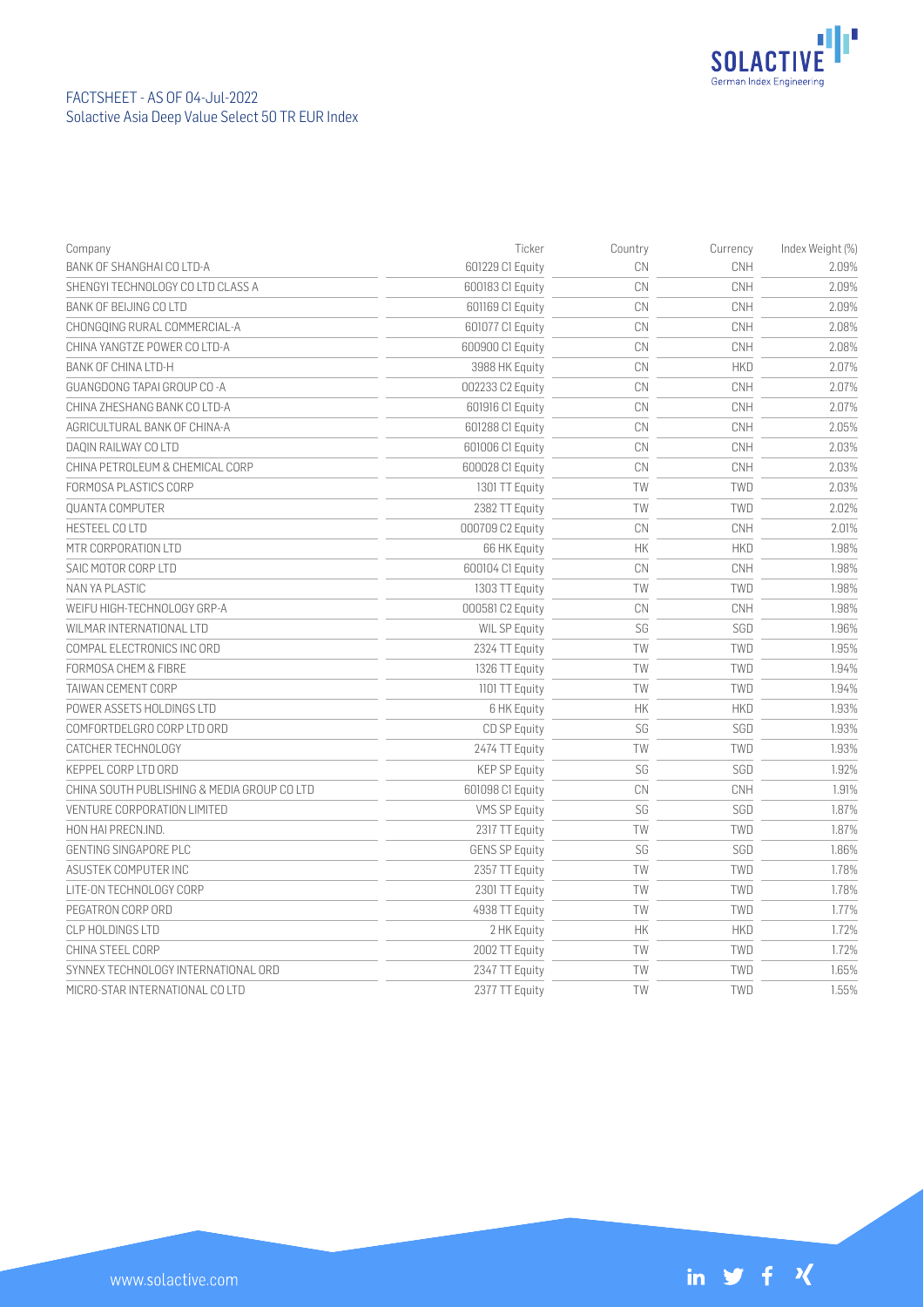FACTSHEET - AS OF 04-Jul-2022
Solactive Asia Deep Value Select 50 TR EUR Index

| Company | Ticker | Country | Currency | Index Weight (%) |
|---|---|---|---|---|
| BANK OF SHANGHAI CO LTD-A | 601229 C1 Equity | CN | CNH | 2.09% |
| SHENGYI TECHNOLOGY CO LTD CLASS A | 600183 C1 Equity | CN | CNH | 2.09% |
| BANK OF BEIJING CO LTD | 601169 C1 Equity | CN | CNH | 2.09% |
| CHONGQING RURAL COMMERCIAL-A | 601077 C1 Equity | CN | CNH | 2.08% |
| CHINA YANGTZE POWER CO LTD-A | 600900 C1 Equity | CN | CNH | 2.08% |
| BANK OF CHINA LTD-H | 3988 HK Equity | CN | HKD | 2.07% |
| GUANGDONG TAPAI GROUP CO -A | 002233 C2 Equity | CN | CNH | 2.07% |
| CHINA ZHESHANG BANK CO LTD-A | 601916 C1 Equity | CN | CNH | 2.07% |
| AGRICULTURAL BANK OF CHINA-A | 601288 C1 Equity | CN | CNH | 2.05% |
| DAQIN RAILWAY CO LTD | 601006 C1 Equity | CN | CNH | 2.03% |
| CHINA PETROLEUM & CHEMICAL CORP | 600028 C1 Equity | CN | CNH | 2.03% |
| FORMOSA PLASTICS CORP | 1301 TT Equity | TW | TWD | 2.03% |
| QUANTA COMPUTER | 2382 TT Equity | TW | TWD | 2.02% |
| HESTEEL CO LTD | 000709 C2 Equity | CN | CNH | 2.01% |
| MTR CORPORATION LTD | 66 HK Equity | HK | HKD | 1.98% |
| SAIC MOTOR CORP LTD | 600104 C1 Equity | CN | CNH | 1.98% |
| NAN YA PLASTIC | 1303 TT Equity | TW | TWD | 1.98% |
| WEIFU HIGH-TECHNOLOGY GRP-A | 000581 C2 Equity | CN | CNH | 1.98% |
| WILMAR INTERNATIONAL LTD | WIL SP Equity | SG | SGD | 1.96% |
| COMPAL ELECTRONICS INC ORD | 2324 TT Equity | TW | TWD | 1.95% |
| FORMOSA CHEM & FIBRE | 1326 TT Equity | TW | TWD | 1.94% |
| TAIWAN CEMENT CORP | 1101 TT Equity | TW | TWD | 1.94% |
| POWER ASSETS HOLDINGS LTD | 6 HK Equity | HK | HKD | 1.93% |
| COMFORTDELGRO CORP LTD ORD | CD SP Equity | SG | SGD | 1.93% |
| CATCHER TECHNOLOGY | 2474 TT Equity | TW | TWD | 1.93% |
| KEPPEL CORP LTD ORD | KEP SP Equity | SG | SGD | 1.92% |
| CHINA SOUTH PUBLISHING & MEDIA GROUP CO LTD | 601098 C1 Equity | CN | CNH | 1.91% |
| VENTURE CORPORATION LIMITED | VMS SP Equity | SG | SGD | 1.87% |
| HON HAI PRECN.IND. | 2317 TT Equity | TW | TWD | 1.87% |
| GENTING SINGAPORE PLC | GENS SP Equity | SG | SGD | 1.86% |
| ASUSTEK COMPUTER INC | 2357 TT Equity | TW | TWD | 1.78% |
| LITE-ON TECHNOLOGY CORP | 2301 TT Equity | TW | TWD | 1.78% |
| PEGATRON CORP ORD | 4938 TT Equity | TW | TWD | 1.77% |
| CLP HOLDINGS LTD | 2 HK Equity | HK | HKD | 1.72% |
| CHINA STEEL CORP | 2002 TT Equity | TW | TWD | 1.72% |
| SYNNEX TECHNOLOGY INTERNATIONAL ORD | 2347 TT Equity | TW | TWD | 1.65% |
| MICRO-STAR INTERNATIONAL CO LTD | 2377 TT Equity | TW | TWD | 1.55% |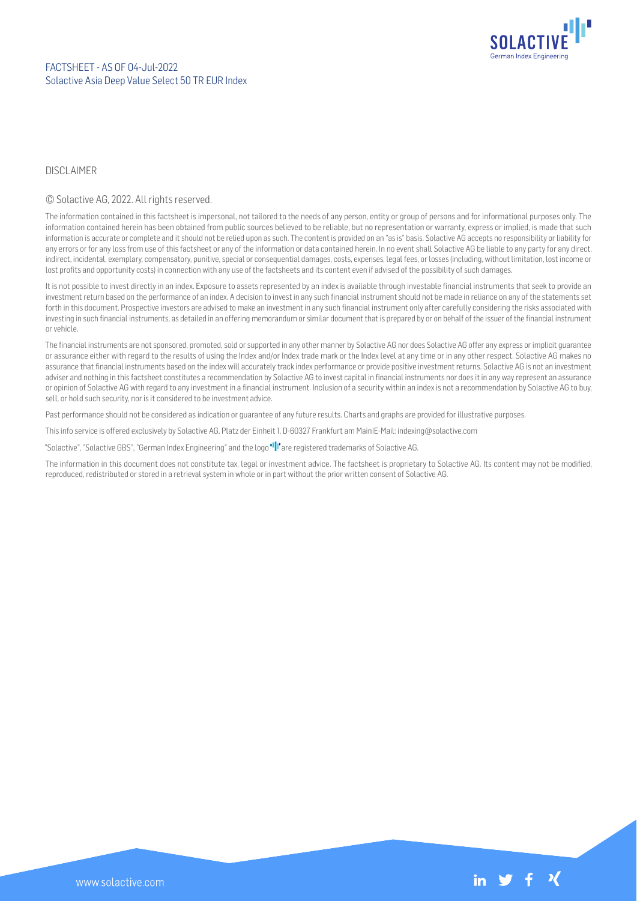FACTSHEET - AS OF 04-Jul-2022
Solactive Asia Deep Value Select 50 TR EUR Index

DISCLAIMER

© Solactive AG, 2022. All rights reserved.

The information contained in this factsheet is impersonal, not tailored to the needs of any person, entity or group of persons and for informational purposes only. The information contained herein has been obtained from public sources believed to be reliable, but no representation or warranty, express or implied, is made that such information is accurate or complete and it should not be relied upon as such. The content is provided on an "as is" basis. Solactive AG accepts no responsibility or liability for any errors or for any loss from use of this factsheet or any of the information or data contained herein. In no event shall Solactive AG be liable to any party for any direct, indirect, incidental, exemplary, compensatory, punitive, special or consequential damages, costs, expenses, legal fees, or losses (including, without limitation, lost income or lost profits and opportunity costs) in connection with any use of the factsheets and its content even if advised of the possibility of such damages.

It is not possible to invest directly in an index. Exposure to assets represented by an index is available through investable financial instruments that seek to provide an investment return based on the performance of an index. A decision to invest in any such financial instrument should not be made in reliance on any of the statements set forth in this document. Prospective investors are advised to make an investment in any such financial instrument only after carefully considering the risks associated with investing in such financial instruments, as detailed in an offering memorandum or similar document that is prepared by or on behalf of the issuer of the financial instrument or vehicle.

The financial instruments are not sponsored, promoted, sold or supported in any other manner by Solactive AG nor does Solactive AG offer any express or implicit guarantee or assurance either with regard to the results of using the Index and/or Index trade mark or the Index level at any time or in any other respect. Solactive AG makes no assurance that financial instruments based on the index will accurately track index performance or provide positive investment returns. Solactive AG is not an investment adviser and nothing in this factsheet constitutes a recommendation by Solactive AG to invest capital in financial instruments nor does it in any way represent an assurance or opinion of Solactive AG with regard to any investment in a financial instrument. Inclusion of a security within an index is not a recommendation by Solactive AG to buy, sell, or hold such security, nor is it considered to be investment advice.

Past performance should not be considered as indication or guarantee of any future results. Charts and graphs are provided for illustrative purposes.

This info service is offered exclusively by Solactive AG, Platz der Einheit 1, D-60327 Frankfurt am Main|E-Mail: indexing@solactive.com

"Solactive", "Solactive GBS", "German Index Engineering" and the logo are registered trademarks of Solactive AG.

The information in this document does not constitute tax, legal or investment advice. The factsheet is proprietary to Solactive AG. Its content may not be modified, reproduced, redistributed or stored in a retrieval system in whole or in part without the prior written consent of Solactive AG.